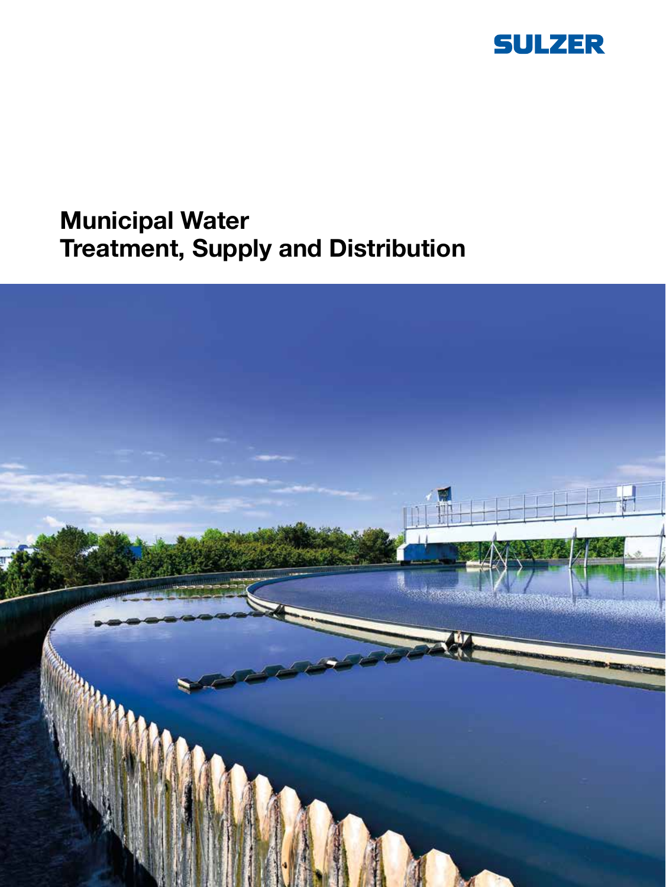SULZER

# Municipal Water Treatment, Supply and Distribution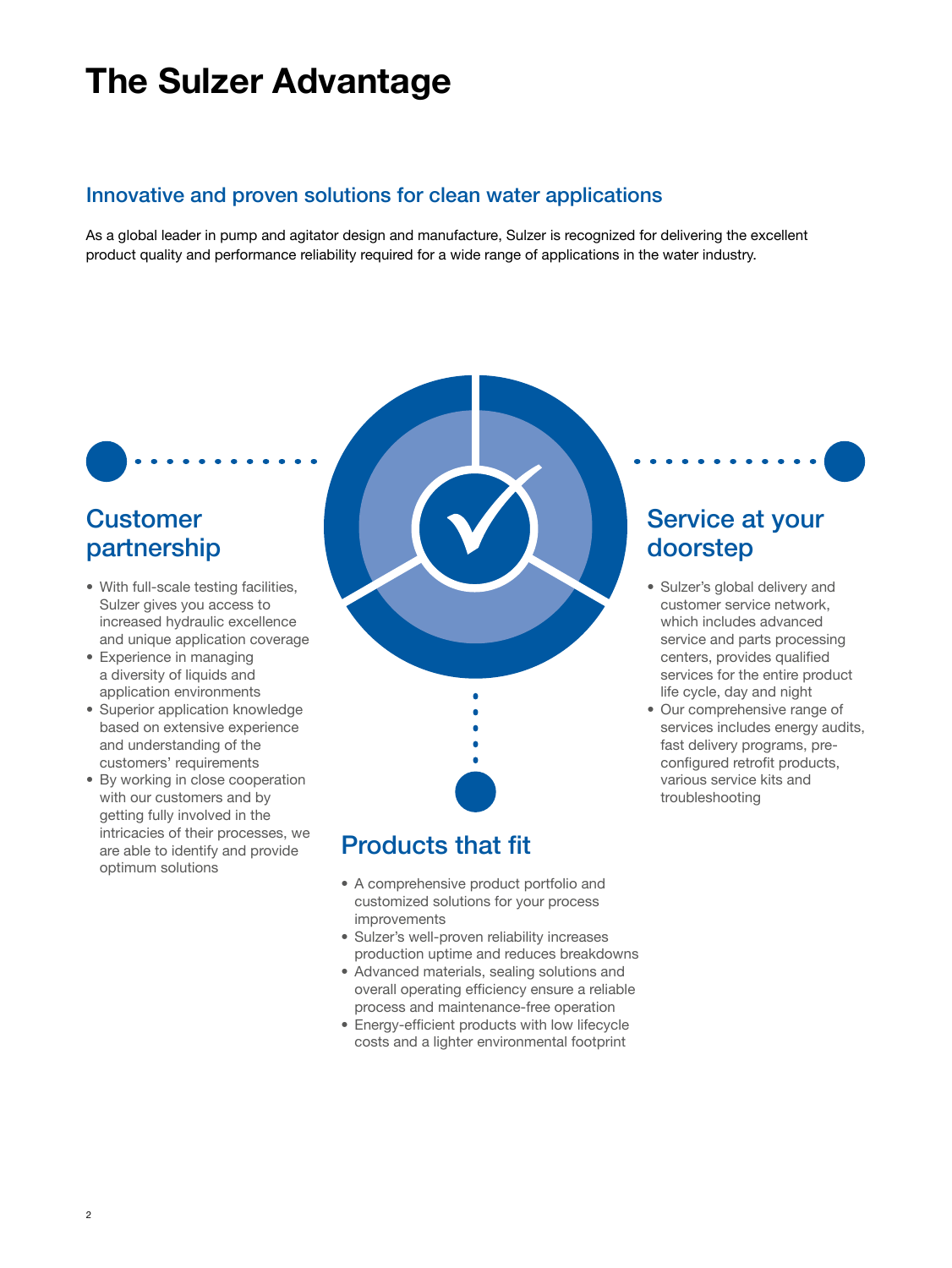# The Sulzer Advantage

## Innovative and proven solutions for clean water applications

As a global leader in pump and agitator design and manufacture, Sulzer is recognized for delivering the excellent product quality and performance reliability required for a wide range of applications in the water industry.

### Customer partnership

- With full-scale testing facilities, Sulzer gives you access to increased hydraulic excellence and unique application coverage
- Experience in managing a diversity of liquids and application environments
- Superior application knowledge based on extensive experience and understanding of the customers' requirements
- By working in close cooperation with our customers and by getting fully involved in the intricacies of their processes, we are able to identify and provide optimum solutions

### Products that fit

- A comprehensive product portfolio and customized solutions for your process improvements
- Sulzer's well-proven reliability increases production uptime and reduces breakdowns
- Advanced materials, sealing solutions and overall operating efficiency ensure a reliable process and maintenance-free operation
- Energy-efficient products with low lifecycle costs and a lighter environmental footprint

### Service at your doorstep

- Sulzer's global delivery and customer service network, which includes advanced service and parts processing centers, provides qualified services for the entire product life cycle, day and night
- Our comprehensive range of services includes energy audits, fast delivery programs, pre-configured retrofit products, various service kits and troubleshooting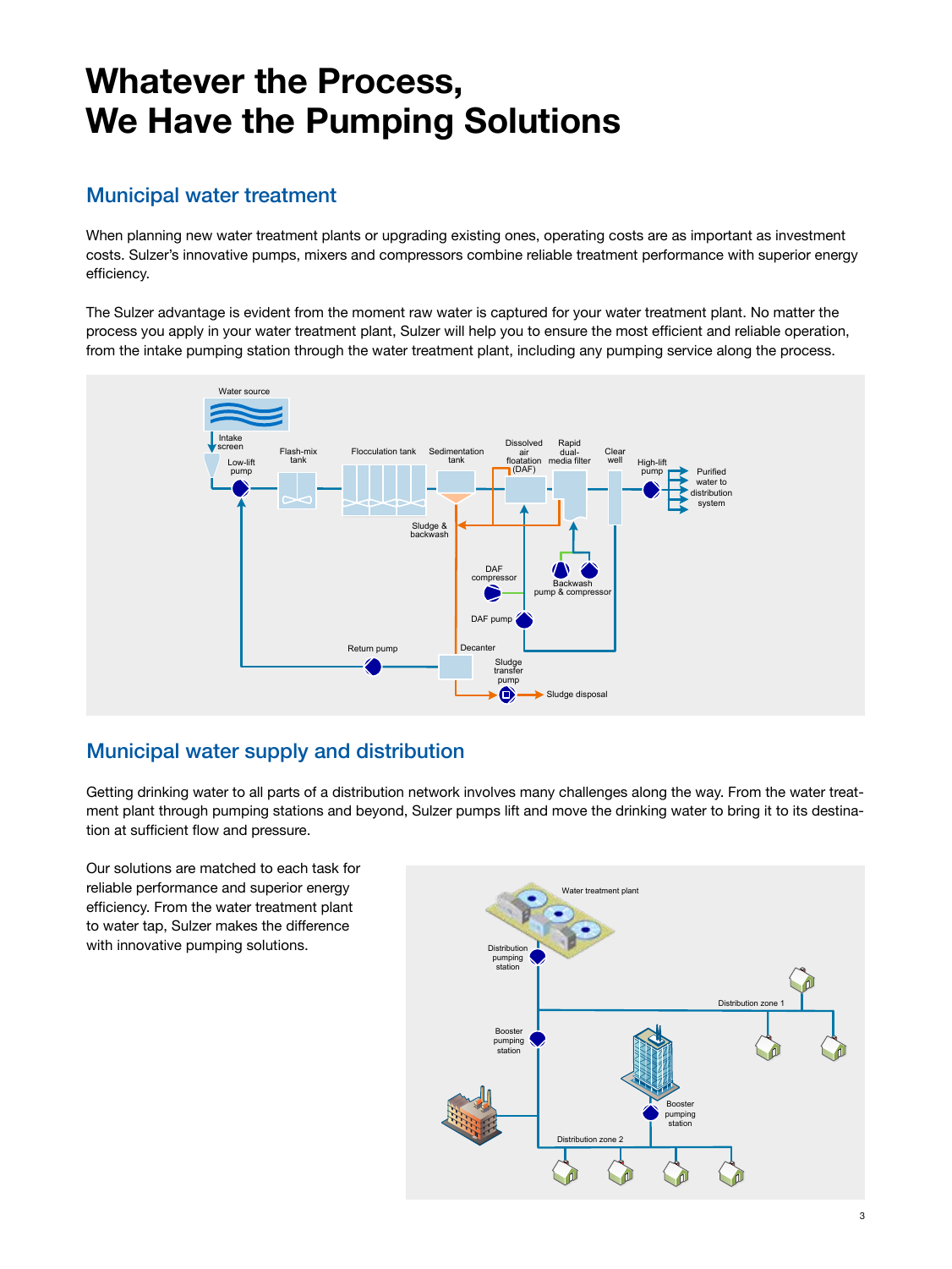# Whatever the Process, We Have the Pumping Solutions

## Municipal water treatment

When planning new water treatment plants or upgrading existing ones, operating costs are as important as investment costs. Sulzer's innovative pumps, mixers and compressors combine reliable treatment performance with superior energy efficiency.

The Sulzer advantage is evident from the moment raw water is captured for your water treatment plant. No matter the process you apply in your water treatment plant, Sulzer will help you to ensure the most efficient and reliable operation, from the intake pumping station through the water treatment plant, including any pumping service along the process.

## Municipal water supply and distribution

Getting drinking water to all parts of a distribution network involves many challenges along the way. From the water treatment plant through pumping stations and beyond, Sulzer pumps lift and move the drinking water to bring it to its destination at sufficient flow and pressure.

Our solutions are matched to each task for reliable performance and superior energy efficiency. From the water treatment plant to water tap, Sulzer makes the difference with innovative pumping solutions.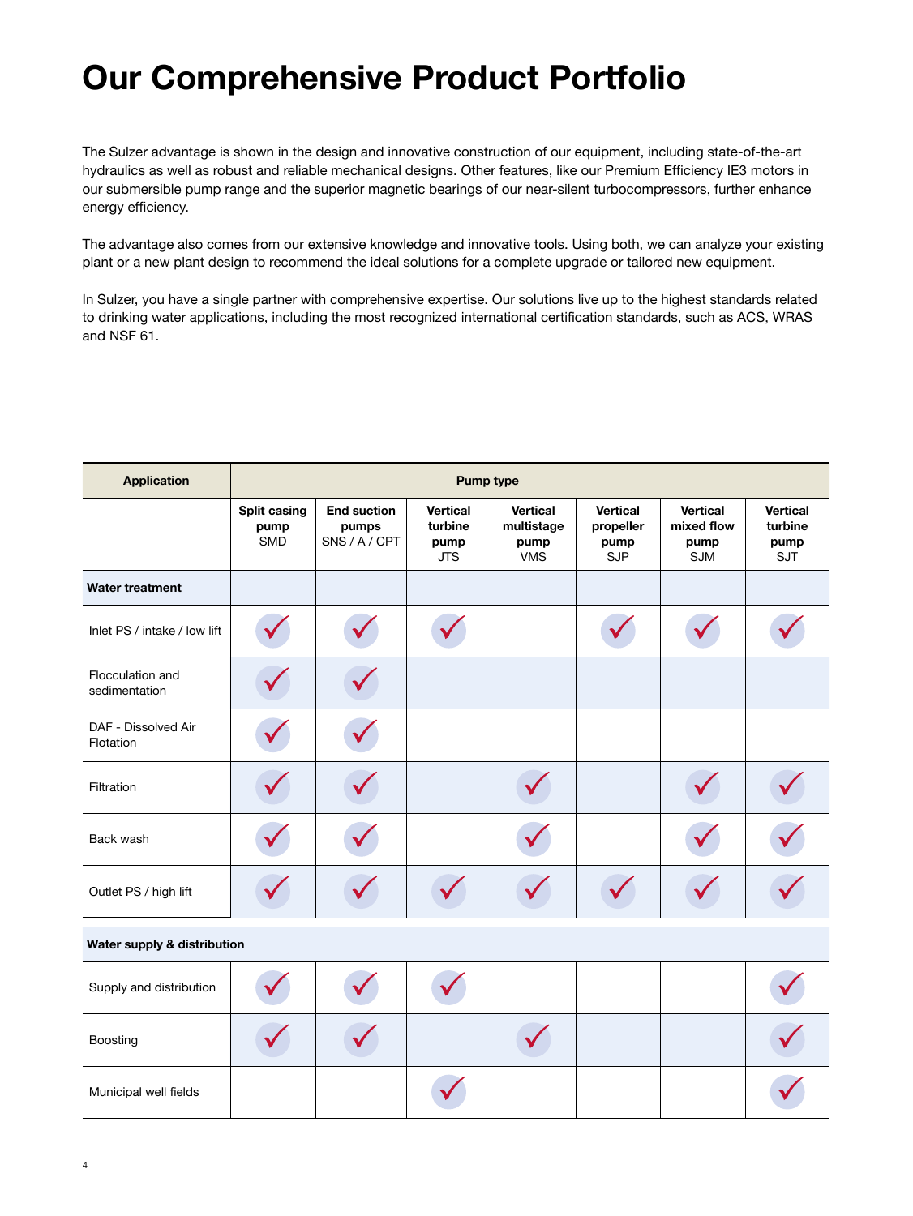# Our Comprehensive Product Portfolio

The Sulzer advantage is shown in the design and innovative construction of our equipment, including state-of-the-art hydraulics as well as robust and reliable mechanical designs. Other features, like our Premium Efficiency IE3 motors in our submersible pump range and the superior magnetic bearings of our near-silent turbocompressors, further enhance energy efficiency.

The advantage also comes from our extensive knowledge and innovative tools. Using both, we can analyze your existing plant or a new plant design to recommend the ideal solutions for a complete upgrade or tailored new equipment.

In Sulzer, you have a single partner with comprehensive expertise. Our solutions live up to the highest standards related to drinking water applications, including the most recognized international certification standards, such as ACS, WRAS and NSF 61.

| Application | Pump type | | | | | | |
|---|---|---|---|---|---|---|---|
| | **Split casing pump** SMD | **End suction pumps** SNS / A / CPT | **Vertical turbine pump** JTS | **Vertical multistage pump** VMS | **Vertical propeller pump** SJP | **Vertical mixed flow pump** SJM | **Vertical turbine pump** SJT |
| **Water treatment** | | | | | | | |
| Inlet PS / intake / low lift | ✓ | ✓ | ✓ | | ✓ | ✓ | ✓ |
| Flocculation and sedimentation | ✓ | ✓ | | | | | |
| DAF - Dissolved Air Flotation | ✓ | ✓ | | | | | |
| Filtration | ✓ | ✓ | | ✓ | | ✓ | ✓ |
| Back wash | ✓ | ✓ | | ✓ | | ✓ | ✓ |
| Outlet PS / high lift | ✓ | ✓ | ✓ | ✓ | ✓ | ✓ | ✓ |
| **Water supply & distribution** | | | | | | | |
| Supply and distribution | ✓ | ✓ | ✓ | | | | ✓ |
| Boosting | ✓ | ✓ | | ✓ | | | ✓ |
| Municipal well fields | | | ✓ | | | | ✓ |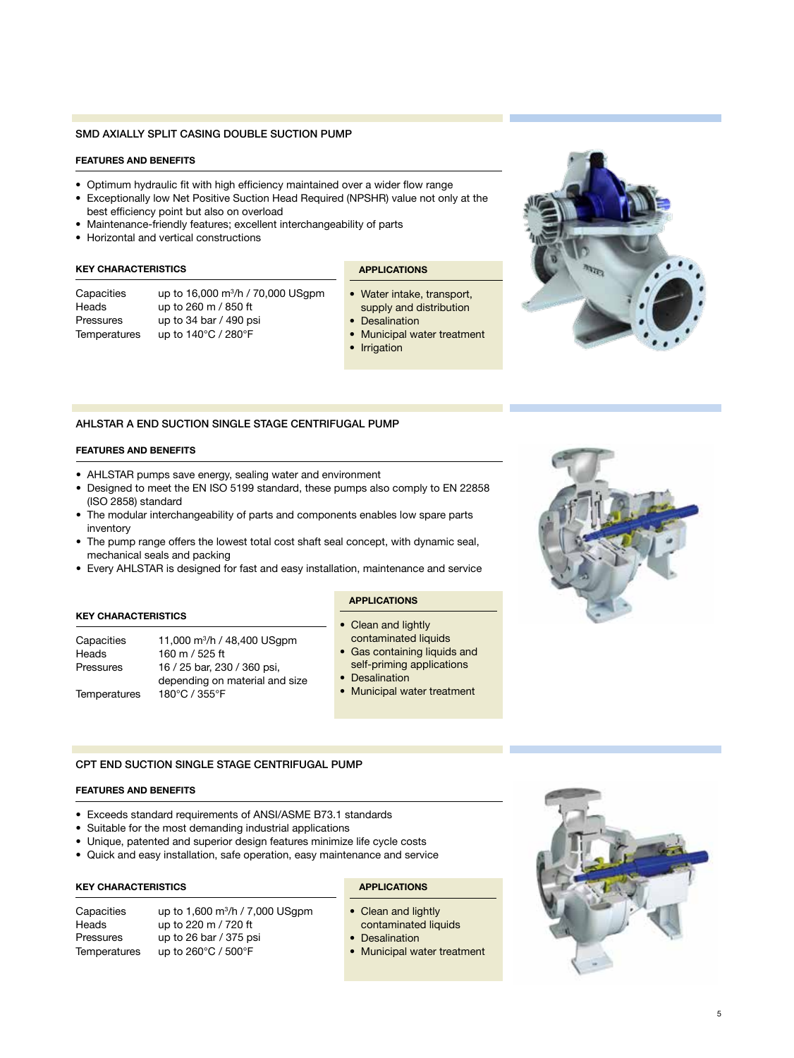## SMD AXIALLY SPLIT CASING DOUBLE SUCTION PUMP

### FEATURES AND BENEFITS

- Optimum hydraulic fit with high efficiency maintained over a wider flow range
- Exceptionally low Net Positive Suction Head Required (NPSHR) value not only at the best efficiency point but also on overload
- Maintenance-friendly features; excellent interchangeability of parts
- Horizontal and vertical constructions

### KEY CHARACTERISTICS

| | |
|---|---|
| Capacities | up to 16,000 m³/h / 70,000 USgpm |
| Heads | up to 260 m / 850 ft |
| Pressures | up to 34 bar / 490 psi |
| Temperatures | up to 140°C / 280°F |

### APPLICATIONS

- Water intake, transport, supply and distribution
- Desalination
- Municipal water treatment
- Irrigation

## AHLSTAR A END SUCTION SINGLE STAGE CENTRIFUGAL PUMP

### FEATURES AND BENEFITS

- AHLSTAR pumps save energy, sealing water and environment
- Designed to meet the EN ISO 5199 standard, these pumps also comply to EN 22858 (ISO 2858) standard
- The modular interchangeability of parts and components enables low spare parts inventory
- The pump range offers the lowest total cost shaft seal concept, with dynamic seal, mechanical seals and packing
- Every AHLSTAR is designed for fast and easy installation, maintenance and service

### KEY CHARACTERISTICS

| | |
|---|---|
| Capacities | 11,000 m³/h / 48,400 USgpm |
| Heads | 160 m / 525 ft |
| Pressures | 16 / 25 bar, 230 / 360 psi, depending on material and size |
| Temperatures | 180°C / 355°F |

### APPLICATIONS

- Clean and lightly contaminated liquids
- Gas containing liquids and self-priming applications
- Desalination
- Municipal water treatment

## CPT END SUCTION SINGLE STAGE CENTRIFUGAL PUMP

### FEATURES AND BENEFITS

- Exceeds standard requirements of ANSI/ASME B73.1 standards
- Suitable for the most demanding industrial applications
- Unique, patented and superior design features minimize life cycle costs
- Quick and easy installation, safe operation, easy maintenance and service

### KEY CHARACTERISTICS

| | |
|---|---|
| Capacities | up to 1,600 m³/h / 7,000 USgpm |
| Heads | up to 220 m / 720 ft |
| Pressures | up to 26 bar / 375 psi |
| Temperatures | up to 260°C / 500°F |

### APPLICATIONS

- Clean and lightly contaminated liquids
- Desalination
- Municipal water treatment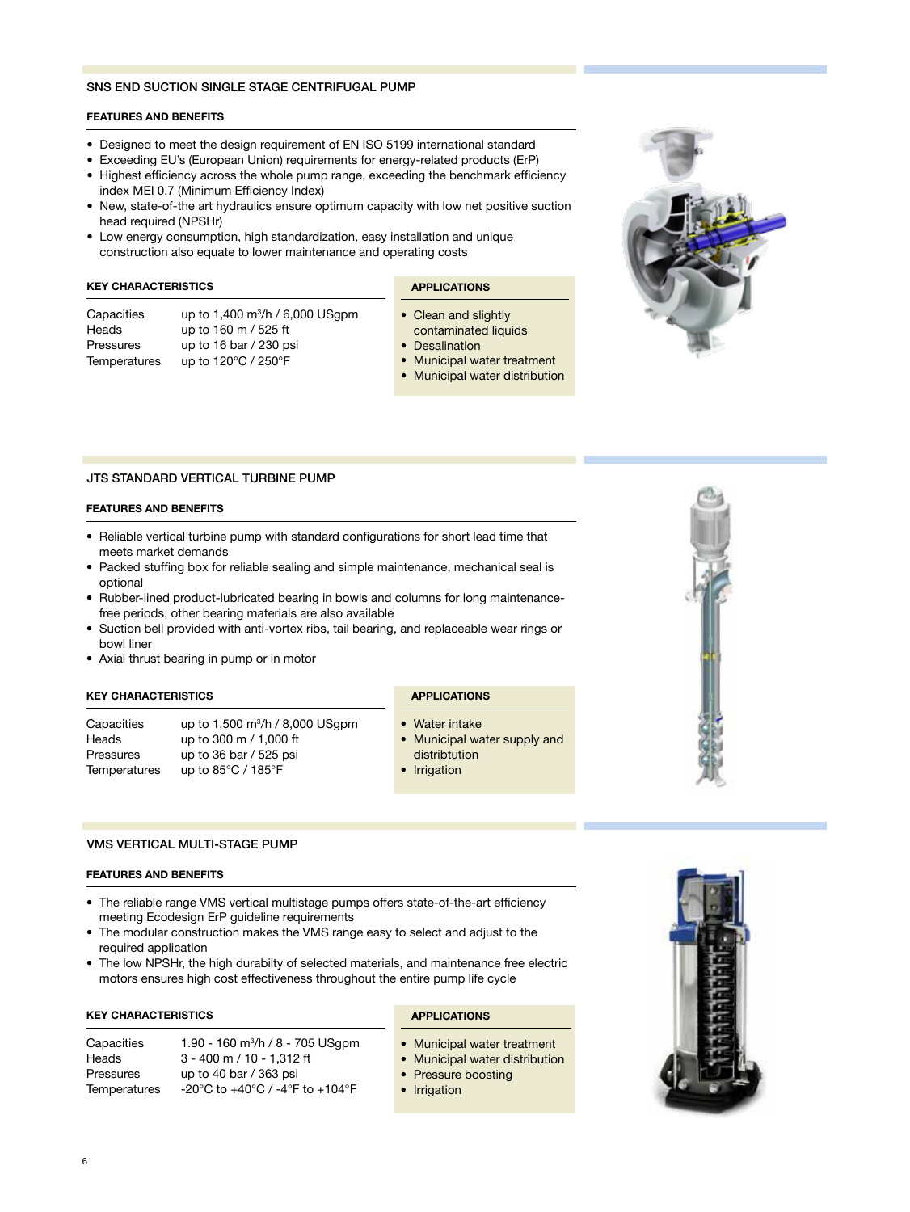## SNS END SUCTION SINGLE STAGE CENTRIFUGAL PUMP

### FEATURES AND BENEFITS

- Designed to meet the design requirement of EN ISO 5199 international standard
- Exceeding EU's (European Union) requirements for energy-related products (ErP)
- Highest efficiency across the whole pump range, exceeding the benchmark efficiency index MEI 0.7 (Minimum Efficiency Index)
- New, state-of-the art hydraulics ensure optimum capacity with low net positive suction head required (NPSHr)
- Low energy consumption, high standardization, easy installation and unique construction also equate to lower maintenance and operating costs

### KEY CHARACTERISTICS

| | |
|---|---|
| Capacities | up to 1,400 m³/h / 6,000 USgpm |
| Heads | up to 160 m / 525 ft |
| Pressures | up to 16 bar / 230 psi |
| Temperatures | up to 120°C / 250°F |

### APPLICATIONS

- Clean and slightly contaminated liquids
- Desalination
- Municipal water treatment
- Municipal water distribution

## JTS STANDARD VERTICAL TURBINE PUMP

### FEATURES AND BENEFITS

- Reliable vertical turbine pump with standard configurations for short lead time that meets market demands
- Packed stuffing box for reliable sealing and simple maintenance, mechanical seal is optional
- Rubber-lined product-lubricated bearing in bowls and columns for long maintenance-free periods, other bearing materials are also available
- Suction bell provided with anti-vortex ribs, tail bearing, and replaceable wear rings or bowl liner
- Axial thrust bearing in pump or in motor

### KEY CHARACTERISTICS

| | |
|---|---|
| Capacities | up to 1,500 m³/h / 8,000 USgpm |
| Heads | up to 300 m / 1,000 ft |
| Pressures | up to 36 bar / 525 psi |
| Temperatures | up to 85°C / 185°F |

### APPLICATIONS

- Water intake
- Municipal water supply and distribtution
- Irrigation

## VMS VERTICAL MULTI-STAGE PUMP

### FEATURES AND BENEFITS

- The reliable range VMS vertical multistage pumps offers state-of-the-art efficiency meeting Ecodesign ErP guideline requirements
- The modular construction makes the VMS range easy to select and adjust to the required application
- The low NPSHr, the high durabilty of selected materials, and maintenance free electric motors ensures high cost effectiveness throughout the entire pump life cycle

### KEY CHARACTERISTICS

| | |
|---|---|
| Capacities | 1.90 - 160 m³/h / 8 - 705 USgpm |
| Heads | 3 - 400 m / 10 - 1,312 ft |
| Pressures | up to 40 bar / 363 psi |
| Temperatures | -20°C to +40°C / -4°F to +104°F |

### APPLICATIONS

- Municipal water treatment
- Municipal water distribution
- Pressure boosting
- Irrigation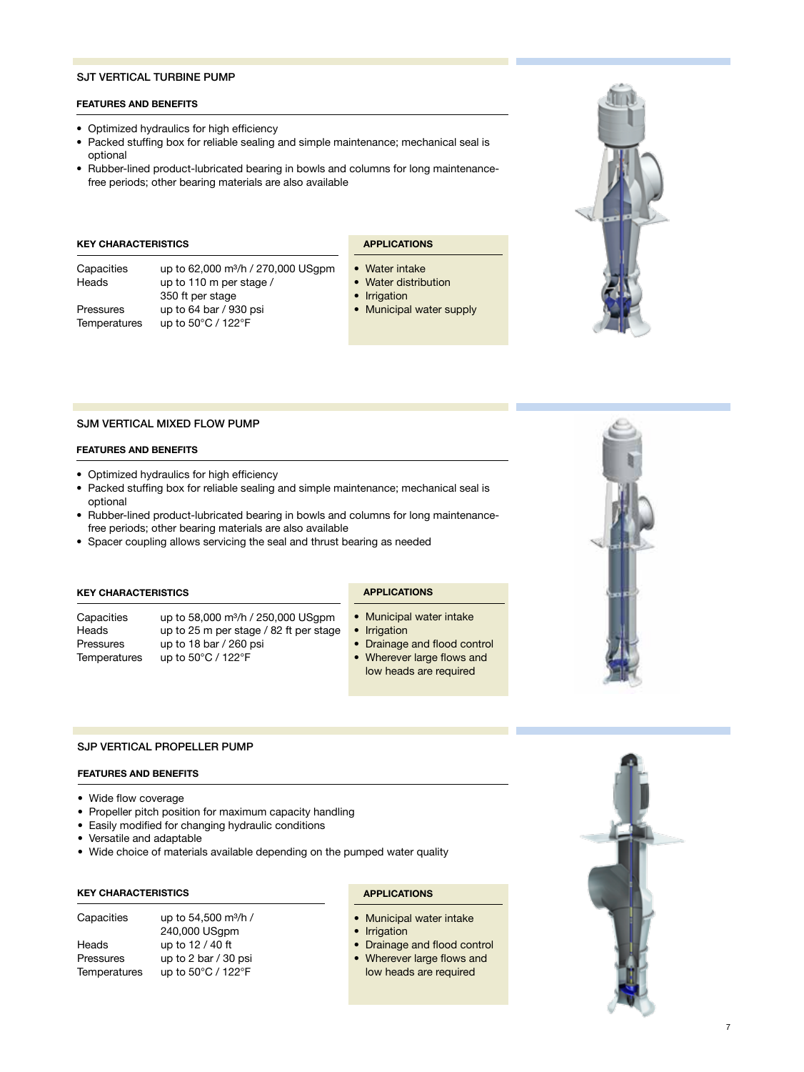## SJT VERTICAL TURBINE PUMP

### FEATURES AND BENEFITS

- Optimized hydraulics for high efficiency
- Packed stuffing box for reliable sealing and simple maintenance; mechanical seal is optional
- Rubber-lined product-lubricated bearing in bowls and columns for long maintenance-free periods; other bearing materials are also available

### KEY CHARACTERISTICS

| | |
|---|---|
| Capacities | up to 62,000 m³/h / 270,000 USgpm |
| Heads | up to 110 m per stage / 350 ft per stage |
| Pressures | up to 64 bar / 930 psi |
| Temperatures | up to 50°C / 122°F |

### APPLICATIONS

- Water intake
- Water distribution
- Irrigation
- Municipal water supply

## SJM VERTICAL MIXED FLOW PUMP

### FEATURES AND BENEFITS

- Optimized hydraulics for high efficiency
- Packed stuffing box for reliable sealing and simple maintenance; mechanical seal is optional
- Rubber-lined product-lubricated bearing in bowls and columns for long maintenance-free periods; other bearing materials are also available
- Spacer coupling allows servicing the seal and thrust bearing as needed

### KEY CHARACTERISTICS

| | |
|---|---|
| Capacities | up to 58,000 m³/h / 250,000 USgpm |
| Heads | up to 25 m per stage / 82 ft per stage |
| Pressures | up to 18 bar / 260 psi |
| Temperatures | up to 50°C / 122°F |

### APPLICATIONS

- Municipal water intake
- Irrigation
- Drainage and flood control
- Wherever large flows and low heads are required

## SJP VERTICAL PROPELLER PUMP

### FEATURES AND BENEFITS

- Wide flow coverage
- Propeller pitch position for maximum capacity handling
- Easily modified for changing hydraulic conditions
- Versatile and adaptable
- Wide choice of materials available depending on the pumped water quality

### KEY CHARACTERISTICS

| | |
|---|---|
| Capacities | up to 54,500 m³/h / 240,000 USgpm |
| Heads | up to 12 / 40 ft |
| Pressures | up to 2 bar / 30 psi |
| Temperatures | up to 50°C / 122°F |

### APPLICATIONS

- Municipal water intake
- Irrigation
- Drainage and flood control
- Wherever large flows and low heads are required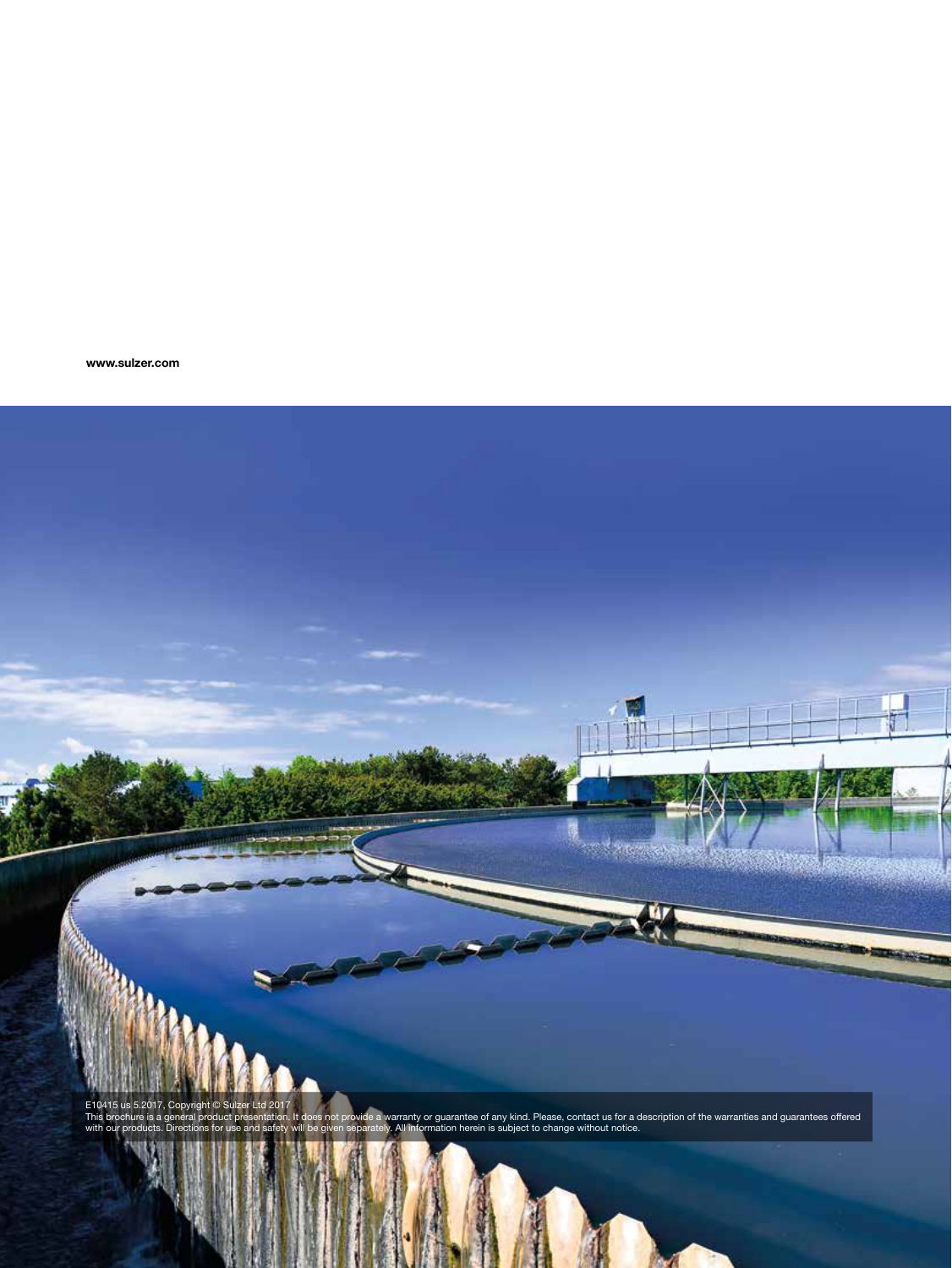www.sulzer.com

E10415 us 5.2017, Copyright © Sulzer Ltd 2017
This brochure is a general product presentation. It does not provide a warranty or guarantee of any kind. Please, contact us for a description of the warranties and guarantees offered with our products. Directions for use and safety will be given separately. All information herein is subject to change without notice.